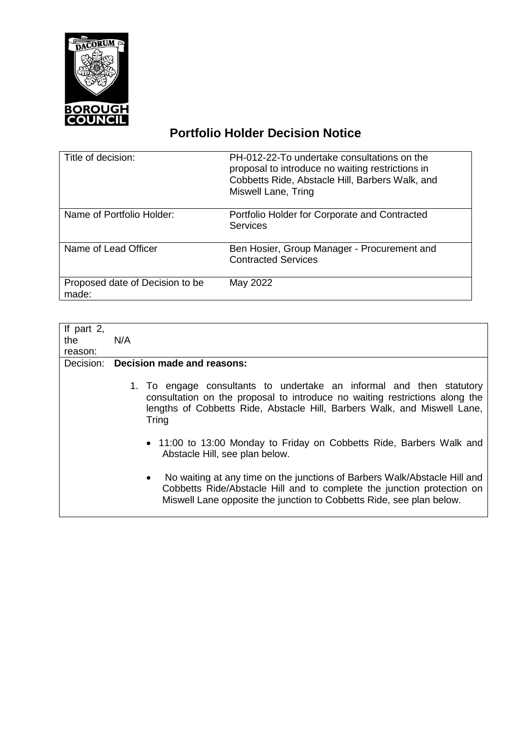# Portfolio Holder Decision Notice

| Title of decision: | PH-012-22-To undertake consultations on the proposal to introduce no waiting restrictions in Cobbetts Ride, Abstacle Hill, Barbers Walk, and Miswell Lane, Tring |
|---|---|
| Name of Portfolio Holder: | Portfolio Holder for Corporate and Contracted Services |
| Name of Lead Officer | Ben Hosier, Group Manager - Procurement and Contracted Services |
| Proposed date of Decision to be made: | May 2022 |

| If part 2, the reason: | N/A |
|---|---|
| Decision: | **Decision made and reasons:**<br><br>1. To engage consultants to undertake an informal and then statutory consultation on the proposal to introduce no waiting restrictions along the lengths of Cobbetts Ride, Abstacle Hill, Barbers Walk, and Miswell Lane, Tring<br><br>• 11:00 to 13:00 Monday to Friday on Cobbetts Ride, Barbers Walk and Abstacle Hill, see plan below.<br><br>• No waiting at any time on the junctions of Barbers Walk/Abstacle Hill and Cobbetts Ride/Abstacle Hill and to complete the junction protection on Miswell Lane opposite the junction to Cobbetts Ride, see plan below. |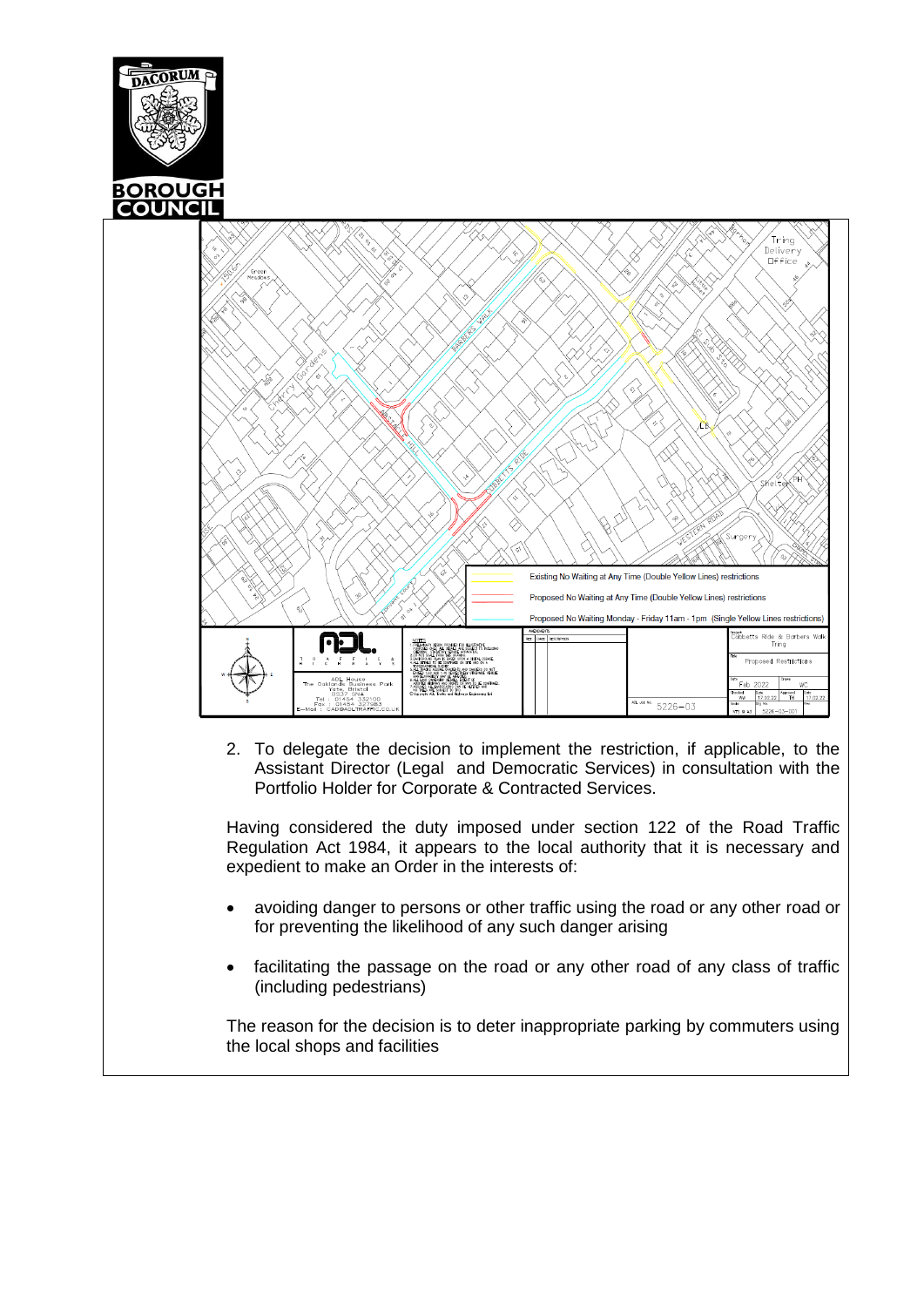Existing No Waiting at Any Time (Double Yellow Lines) restrictions

Proposed No Waiting at Any Time (Double Yellow Lines) restrictions

Proposed No Waiting Monday - Friday 11am - 1pm (Single Yellow Lines restrictions)

2. To delegate the decision to implement the restriction, if applicable, to the Assistant Director (Legal and Democratic Services) in consultation with the Portfolio Holder for Corporate & Contracted Services.

Having considered the duty imposed under section 122 of the Road Traffic Regulation Act 1984, it appears to the local authority that it is necessary and expedient to make an Order in the interests of:

- avoiding danger to persons or other traffic using the road or any other road or for preventing the likelihood of any such danger arising
- facilitating the passage on the road or any other road of any class of traffic (including pedestrians)

The reason for the decision is to deter inappropriate parking by commuters using the local shops and facilities